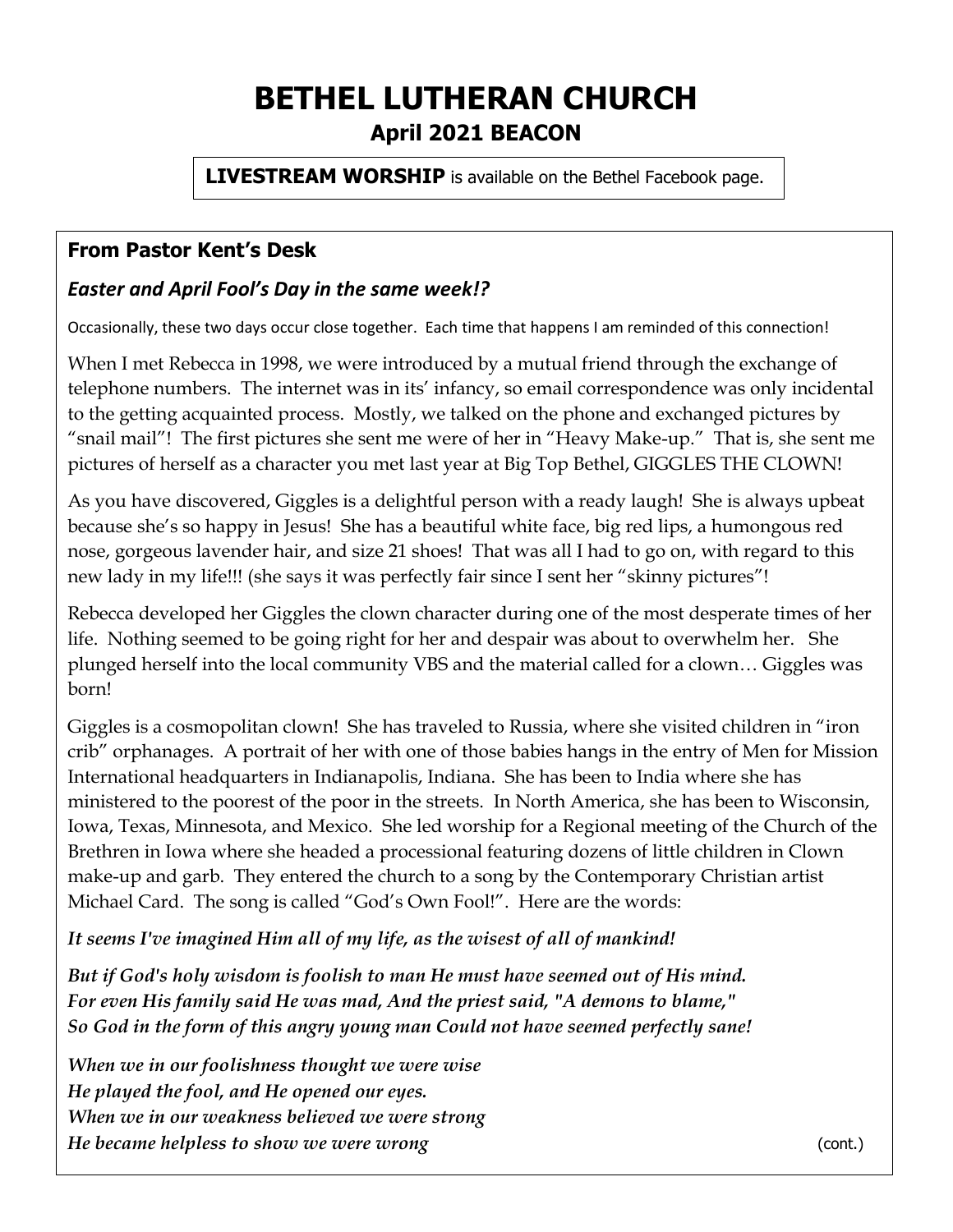# BETHEL LUTHERAN CHURCH

## April 2021 BEACON

**LIVESTREAM WORSHIP** is available on the Bethel Facebook page.

### From Pastor Kent's Desk

### *Easter and April Fool's Day in the same week!?*

Occasionally, these two days occur close together. Each time that happens I am reminded of this connection!

When I met Rebecca in 1998, we were introduced by a mutual friend through the exchange of telephone numbers. The internet was in its' infancy, so email correspondence was only incidental to the getting acquainted process. Mostly, we talked on the phone and exchanged pictures by "snail mail"! The first pictures she sent me were of her in "Heavy Make-up." That is, she sent me pictures of herself as a character you met last year at Big Top Bethel, GIGGLES THE CLOWN!

As you have discovered, Giggles is a delightful person with a ready laugh! She is always upbeat because she's so happy in Jesus! She has a beautiful white face, big red lips, a humongous red nose, gorgeous lavender hair, and size 21 shoes! That was all I had to go on, with regard to this new lady in my life!!! (she says it was perfectly fair since I sent her "skinny pictures"!

Rebecca developed her Giggles the clown character during one of the most desperate times of her life. Nothing seemed to be going right for her and despair was about to overwhelm her. She plunged herself into the local community VBS and the material called for a clown… Giggles was born!

Giggles is a cosmopolitan clown! She has traveled to Russia, where she visited children in "iron crib" orphanages. A portrait of her with one of those babies hangs in the entry of Men for Mission International headquarters in Indianapolis, Indiana. She has been to India where she has ministered to the poorest of the poor in the streets. In North America, she has been to Wisconsin, Iowa, Texas, Minnesota, and Mexico. She led worship for a Regional meeting of the Church of the Brethren in Iowa where she headed a processional featuring dozens of little children in Clown make-up and garb. They entered the church to a song by the Contemporary Christian artist Michael Card. The song is called "God's Own Fool!". Here are the words:

***It seems I've imagined Him all of my life, as the wisest of all of mankind!***

***But if God's holy wisdom is foolish to man He must have seemed out of His mind.***
***For even His family said He was mad, And the priest said, "A demons to blame,"***
***So God in the form of this angry young man Could not have seemed perfectly sane!***

***When we in our foolishness thought we were wise***
***He played the fool, and He opened our eyes.***
***When we in our weakness believed we were strong***
***He became helpless to show we were wrong***

(cont.)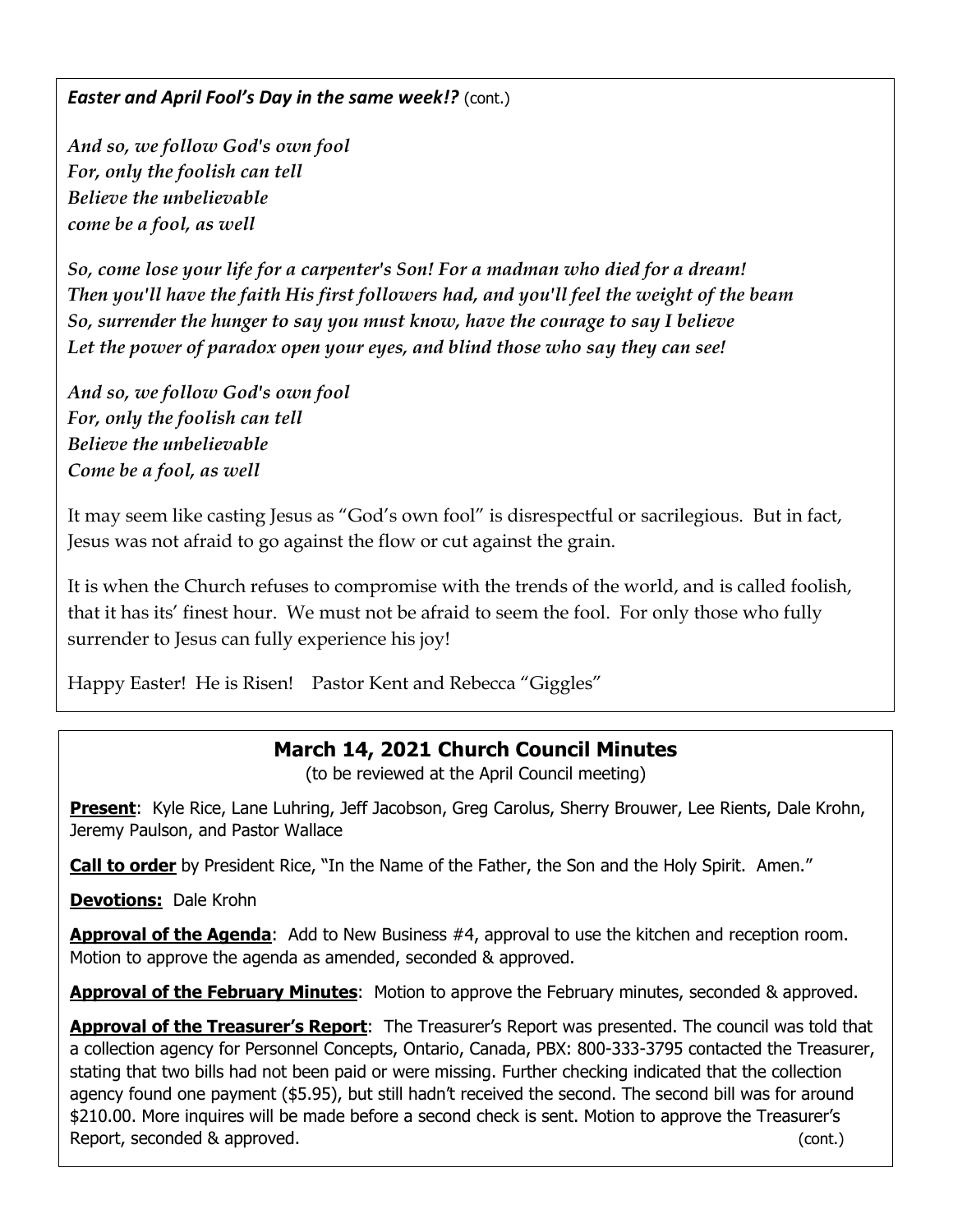***Easter and April Fool's Day in the same week!?*** (cont.)

*And so, we follow God's own fool*
*For, only the foolish can tell*
*Believe the unbelievable*
*come be a fool, as well*

*So, come lose your life for a carpenter's Son! For a madman who died for a dream!*
*Then you'll have the faith His first followers had, and you'll feel the weight of the beam*
*So, surrender the hunger to say you must know, have the courage to say I believe*
*Let the power of paradox open your eyes, and blind those who say they can see!*

*And so, we follow God's own fool*
*For, only the foolish can tell*
*Believe the unbelievable*
*Come be a fool, as well*

It may seem like casting Jesus as "God's own fool" is disrespectful or sacrilegious. But in fact, Jesus was not afraid to go against the flow or cut against the grain.

It is when the Church refuses to compromise with the trends of the world, and is called foolish, that it has its' finest hour. We must not be afraid to seem the fool. For only those who fully surrender to Jesus can fully experience his joy!

Happy Easter! He is Risen! Pastor Kent and Rebecca "Giggles"

## March 14, 2021 Church Council Minutes

(to be reviewed at the April Council meeting)

**Present**: Kyle Rice, Lane Luhring, Jeff Jacobson, Greg Carolus, Sherry Brouwer, Lee Rients, Dale Krohn, Jeremy Paulson, and Pastor Wallace

**Call to order** by President Rice, "In the Name of the Father, the Son and the Holy Spirit. Amen."

**Devotions:** Dale Krohn

**Approval of the Agenda**: Add to New Business #4, approval to use the kitchen and reception room. Motion to approve the agenda as amended, seconded & approved.

**Approval of the February Minutes**: Motion to approve the February minutes, seconded & approved.

**Approval of the Treasurer's Report**: The Treasurer's Report was presented. The council was told that a collection agency for Personnel Concepts, Ontario, Canada, PBX: 800-333-3795 contacted the Treasurer, stating that two bills had not been paid or were missing. Further checking indicated that the collection agency found one payment ($5.95), but still hadn't received the second. The second bill was for around $210.00. More inquires will be made before a second check is sent. Motion to approve the Treasurer's Report, seconded & approved. (cont.)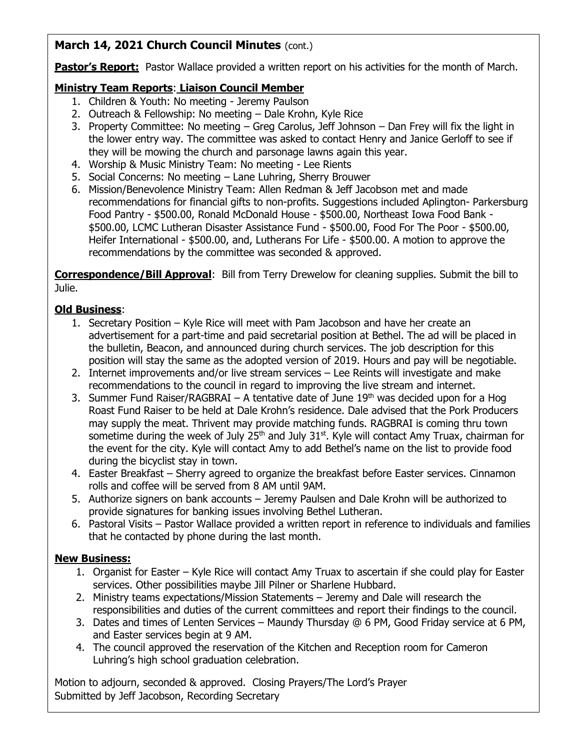**March 14, 2021 Church Council Minutes** (cont.)

**Pastor's Report:** Pastor Wallace provided a written report on his activities for the month of March.

**Ministry Team Reports: Liaison Council Member**

1. Children & Youth: No meeting - Jeremy Paulson
2. Outreach & Fellowship: No meeting – Dale Krohn, Kyle Rice
3. Property Committee: No meeting – Greg Carolus, Jeff Johnson – Dan Frey will fix the light in the lower entry way. The committee was asked to contact Henry and Janice Gerloff to see if they will be mowing the church and parsonage lawns again this year.
4. Worship & Music Ministry Team: No meeting - Lee Rients
5. Social Concerns: No meeting – Lane Luhring, Sherry Brouwer
6. Mission/Benevolence Ministry Team: Allen Redman & Jeff Jacobson met and made recommendations for financial gifts to non-profits. Suggestions included Aplington- Parkersburg Food Pantry - $500.00, Ronald McDonald House - $500.00, Northeast Iowa Food Bank - $500.00, LCMC Lutheran Disaster Assistance Fund - $500.00, Food For The Poor - $500.00, Heifer International - $500.00, and, Lutherans For Life - $500.00. A motion to approve the recommendations by the committee was seconded & approved.

**Correspondence/Bill Approval**: Bill from Terry Drewelow for cleaning supplies. Submit the bill to Julie.

**Old Business**:

1. Secretary Position – Kyle Rice will meet with Pam Jacobson and have her create an advertisement for a part-time and paid secretarial position at Bethel. The ad will be placed in the bulletin, Beacon, and announced during church services. The job description for this position will stay the same as the adopted version of 2019. Hours and pay will be negotiable.
2. Internet improvements and/or live stream services – Lee Reints will investigate and make recommendations to the council in regard to improving the live stream and internet.
3. Summer Fund Raiser/RAGBRAI – A tentative date of June 19th was decided upon for a Hog Roast Fund Raiser to be held at Dale Krohn's residence. Dale advised that the Pork Producers may supply the meat. Thrivent may provide matching funds. RAGBRAI is coming thru town sometime during the week of July 25th and July 31st. Kyle will contact Amy Truax, chairman for the event for the city. Kyle will contact Amy to add Bethel's name on the list to provide food during the bicyclist stay in town.
4. Easter Breakfast – Sherry agreed to organize the breakfast before Easter services. Cinnamon rolls and coffee will be served from 8 AM until 9AM.
5. Authorize signers on bank accounts – Jeremy Paulsen and Dale Krohn will be authorized to provide signatures for banking issues involving Bethel Lutheran.
6. Pastoral Visits – Pastor Wallace provided a written report in reference to individuals and families that he contacted by phone during the last month.

**New Business:**

1. Organist for Easter – Kyle Rice will contact Amy Truax to ascertain if she could play for Easter services. Other possibilities maybe Jill Pilner or Sharlene Hubbard.
2. Ministry teams expectations/Mission Statements – Jeremy and Dale will research the responsibilities and duties of the current committees and report their findings to the council.
3. Dates and times of Lenten Services – Maundy Thursday @ 6 PM, Good Friday service at 6 PM, and Easter services begin at 9 AM.
4. The council approved the reservation of the Kitchen and Reception room for Cameron Luhring's high school graduation celebration.

Motion to adjourn, seconded & approved. Closing Prayers/The Lord's Prayer
Submitted by Jeff Jacobson, Recording Secretary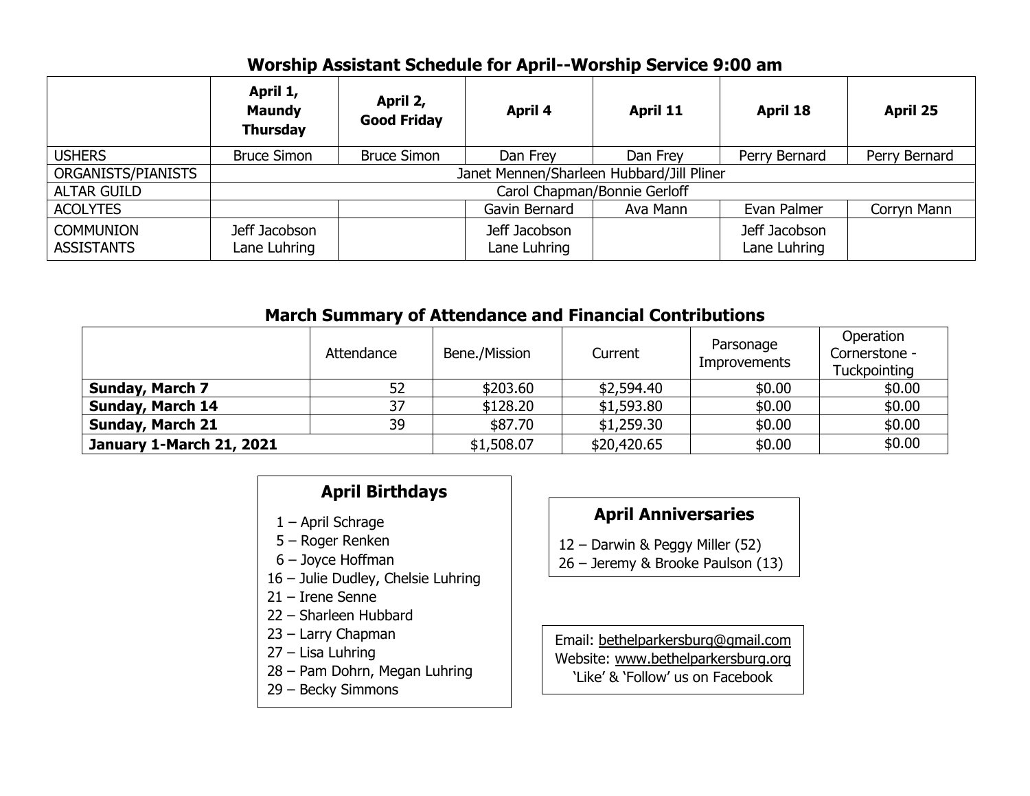## Worship Assistant Schedule for April--Worship Service 9:00 am

| | April 1, Maundy Thursday | April 2, Good Friday | April 4 | April 11 | April 18 | April 25 |
|---|---|---|---|---|---|---|
| USHERS | Bruce Simon | Bruce Simon | Dan Frey | Dan Frey | Perry Bernard | Perry Bernard |
| ORGANISTS/PIANISTS | Janet Mennen/Sharleen Hubbard/Jill Pliner | | | | | |
| ALTAR GUILD | Carol Chapman/Bonnie Gerloff | | | | | |
| ACOLYTES | | | Gavin Bernard | Ava Mann | Evan Palmer | Corryn Mann |
| COMMUNION ASSISTANTS | Jeff Jacobson Lane Luhring | | Jeff Jacobson Lane Luhring | | Jeff Jacobson Lane Luhring | |

## March Summary of Attendance and Financial Contributions

| | Attendance | Bene./Mission | Current | Parsonage Improvements | Operation Cornerstone - Tuckpointing |
|---|---|---|---|---|---|
| **Sunday, March 7** | 52 | $203.60 | $2,594.40 | $0.00 | $0.00 |
| **Sunday, March 14** | 37 | $128.20 | $1,593.80 | $0.00 | $0.00 |
| **Sunday, March 21** | 39 | $87.70 | $1,259.30 | $0.00 | $0.00 |
| **January 1-March 21, 2021** | | $1,508.07 | $20,420.65 | $0.00 | $0.00 |

### April Birthdays

1 – April Schrage
5 – Roger Renken
6 – Joyce Hoffman
16 – Julie Dudley, Chelsie Luhring
21 – Irene Senne
22 – Sharleen Hubbard
23 – Larry Chapman
27 – Lisa Luhring
28 – Pam Dohrn, Megan Luhring
29 – Becky Simmons

### April Anniversaries

12 – Darwin & Peggy Miller (52)
26 – Jeremy & Brooke Paulson (13)

Email: bethelparkersburg@gmail.com
Website: www.bethelparkersburg.org
'Like' & 'Follow' us on Facebook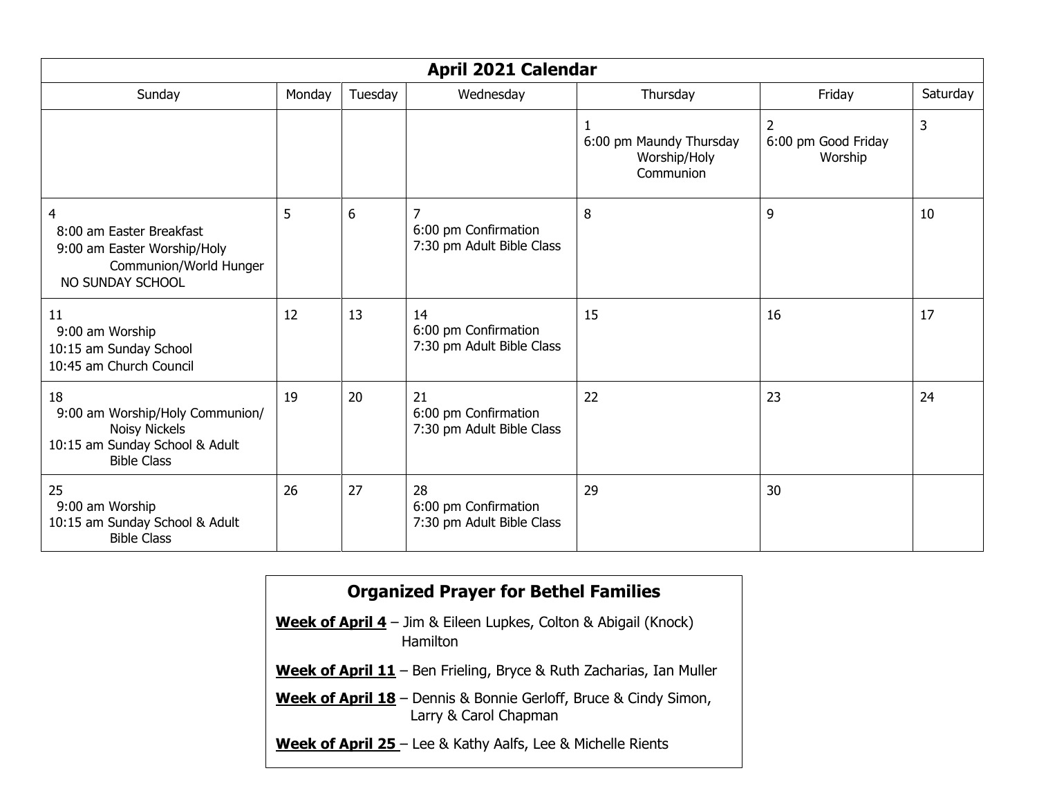| April 2021 Calendar | | | | | | |
|---|---|---|---|---|---|---|
| Sunday | Monday | Tuesday | Wednesday | Thursday | Friday | Saturday |
| | | | | 1<br>6:00 pm Maundy Thursday Worship/Holy Communion | 2<br>6:00 pm Good Friday Worship | 3 |
| 4<br>8:00 am Easter Breakfast<br>9:00 am Easter Worship/Holy Communion/World Hunger<br>NO SUNDAY SCHOOL | 5 | 6 | 7<br>6:00 pm Confirmation<br>7:30 pm Adult Bible Class | 8 | 9 | 10 |
| 11<br>9:00 am Worship<br>10:15 am Sunday School<br>10:45 am Church Council | 12 | 13 | 14<br>6:00 pm Confirmation<br>7:30 pm Adult Bible Class | 15 | 16 | 17 |
| 18<br>9:00 am Worship/Holy Communion/ Noisy Nickels<br>10:15 am Sunday School & Adult Bible Class | 19 | 20 | 21<br>6:00 pm Confirmation<br>7:30 pm Adult Bible Class | 22 | 23 | 24 |
| 25<br>9:00 am Worship<br>10:15 am Sunday School & Adult Bible Class | 26 | 27 | 28<br>6:00 pm Confirmation<br>7:30 pm Adult Bible Class | 29 | 30 | |

## Organized Prayer for Bethel Families

**Week of April 4** – Jim & Eileen Lupkes, Colton & Abigail (Knock) Hamilton

**Week of April 11** – Ben Frieling, Bryce & Ruth Zacharias, Ian Muller

**Week of April 18** – Dennis & Bonnie Gerloff, Bruce & Cindy Simon, Larry & Carol Chapman

**Week of April 25** – Lee & Kathy Aalfs, Lee & Michelle Rients